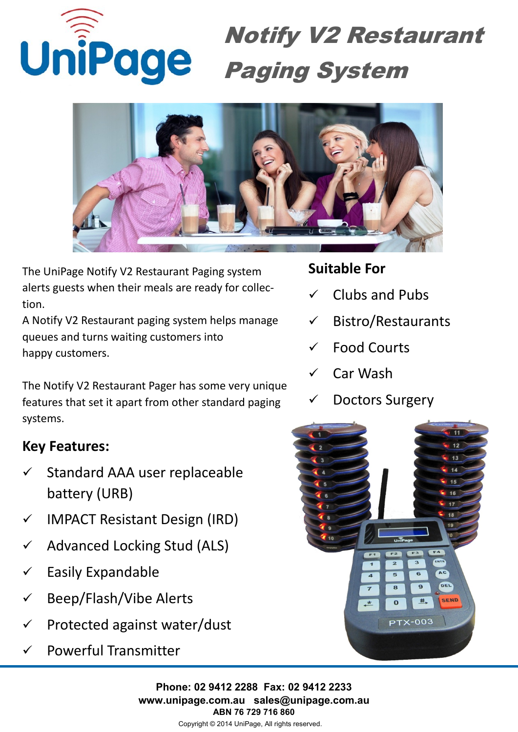# UniPage

# Notify V2 Restaurant Paging System

The UniPage Notify V2 Restaurant Paging system alerts guests when their meals are ready for collection.

A Notify V2 Restaurant paging system helps manage queues and turns waiting customers into happy customers.

The Notify V2 Restaurant Pager has some very unique features that set it apart from other standard paging systems.

## Key Features:

- ✓ Standard AAA user replaceable battery (URB)
- ✓ IMPACT Resistant Design (IRD)
- ✓ Advanced Locking Stud (ALS)
- ✓ Easily Expandable
- ✓ Beep/Flash/Vibe Alerts
- ✓ Protected against water/dust
- ✓ Powerful Transmitter

## Suitable For

- ✓ Clubs and Pubs
- ✓ Bistro/Restaurants
- ✓ Food Courts
- ✓ Car Wash
- ✓ Doctors Surgery

**Phone: 02 9412 2288 Fax: 02 9412 2233**
**www.unipage.com.au sales@unipage.com.au**
**ABN 76 729 716 860**
Copyright © 2014 UniPage, All rights reserved.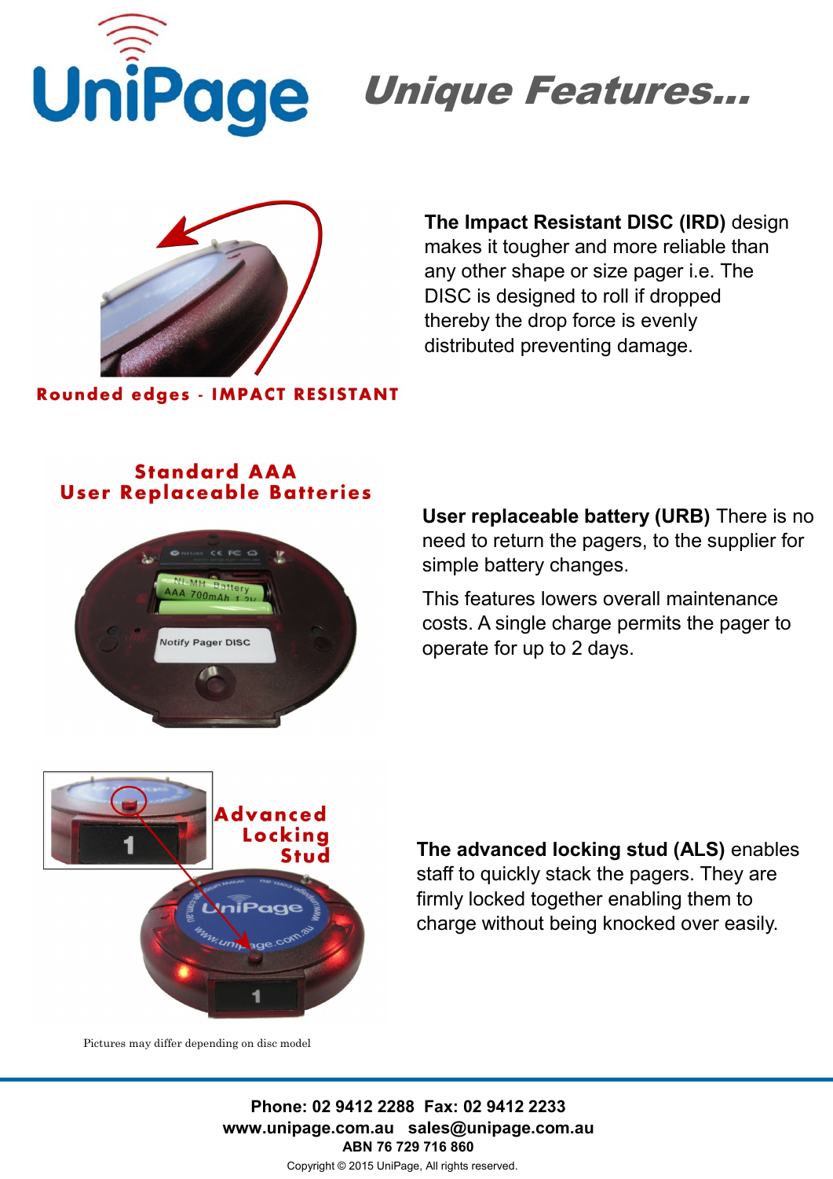# UniPage

## *Unique Features...*

Rounded edges - IMPACT RESISTANT

**The Impact Resistant DISC (IRD)** design makes it tougher and more reliable than any other shape or size pager i.e. The DISC is designed to roll if dropped thereby the drop force is evenly distributed preventing damage.

Standard AAA
User Replaceable Batteries

**User replaceable battery (URB)** There is no need to return the pagers, to the supplier for simple battery changes.

This features lowers overall maintenance costs. A single charge permits the pager to operate for up to 2 days.

Advanced
Locking
Stud

**The advanced locking stud (ALS)** enables staff to quickly stack the pagers. They are firmly locked together enabling them to charge without being knocked over easily.

Pictures may differ depending on disc model

**Phone: 02 9412 2288 Fax: 02 9412 2233**
**www.unipage.com.au sales@unipage.com.au**
**ABN 76 729 716 860**
Copyright © 2015 UniPage, All rights reserved.